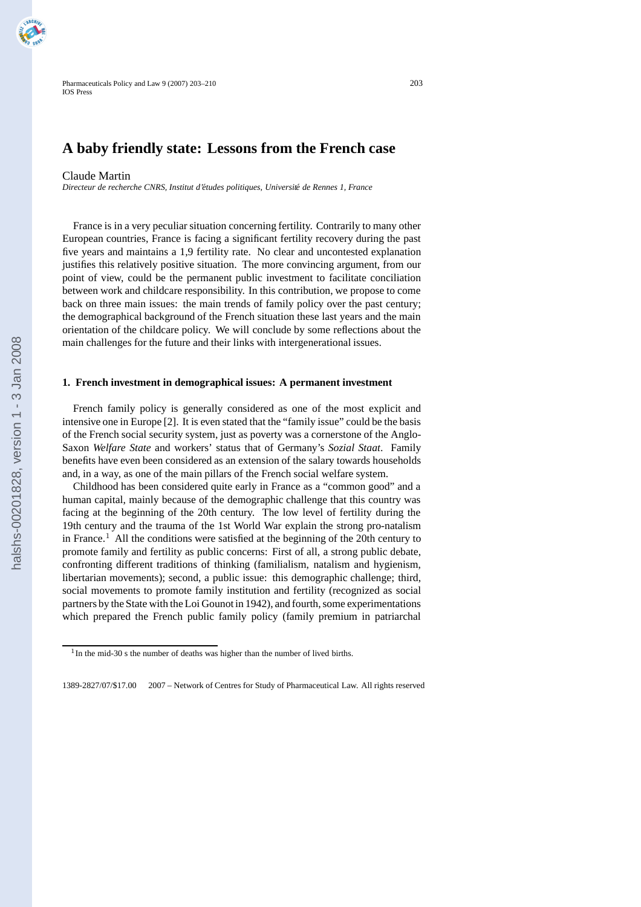# A baby friendly state: Lessons from the French case

Claude Martin

*Directeur de recherche CNRS, Institut d'études politiques, Université de Rennes 1, France*

France is in a very peculiar situation concerning fertility. Contrarily to many other European countries, France is facing a significant fertility recovery during the past five years and maintains a 1,9 fertility rate. No clear and uncontested explanation justifies this relatively positive situation. The more convincing argument, from our point of view, could be the permanent public investment to facilitate conciliation between work and childcare responsibility. In this contribution, we propose to come back on three main issues: the main trends of family policy over the past century; the demographical background of the French situation these last years and the main orientation of the childcare policy. We will conclude by some reflections about the main challenges for the future and their links with intergenerational issues.

## 1. French investment in demographical issues: A permanent investment

French family policy is generally considered as one of the most explicit and intensive one in Europe [2]. It is even stated that the "family issue" could be the basis of the French social security system, just as poverty was a cornerstone of the Anglo-Saxon *Welfare State* and workers' status that of Germany's *Sozial Staat*. Family benefits have even been considered as an extension of the salary towards households and, in a way, as one of the main pillars of the French social welfare system.

Childhood has been considered quite early in France as a "common good" and a human capital, mainly because of the demographic challenge that this country was facing at the beginning of the 20th century. The low level of fertility during the 19th century and the trauma of the 1st World War explain the strong pro-natalism in France.[1] All the conditions were satisfied at the beginning of the 20th century to promote family and fertility as public concerns: First of all, a strong public debate, confronting different traditions of thinking (familialism, natalism and hygienism, libertarian movements); second, a public issue: this demographic challenge; third, social movements to promote family institution and fertility (recognized as social partners by the State with the Loi Gounot in 1942), and fourth, some experimentations which prepared the French public family policy (family premium in patriarchal

[1] In the mid-30 s the number of deaths was higher than the number of lived births.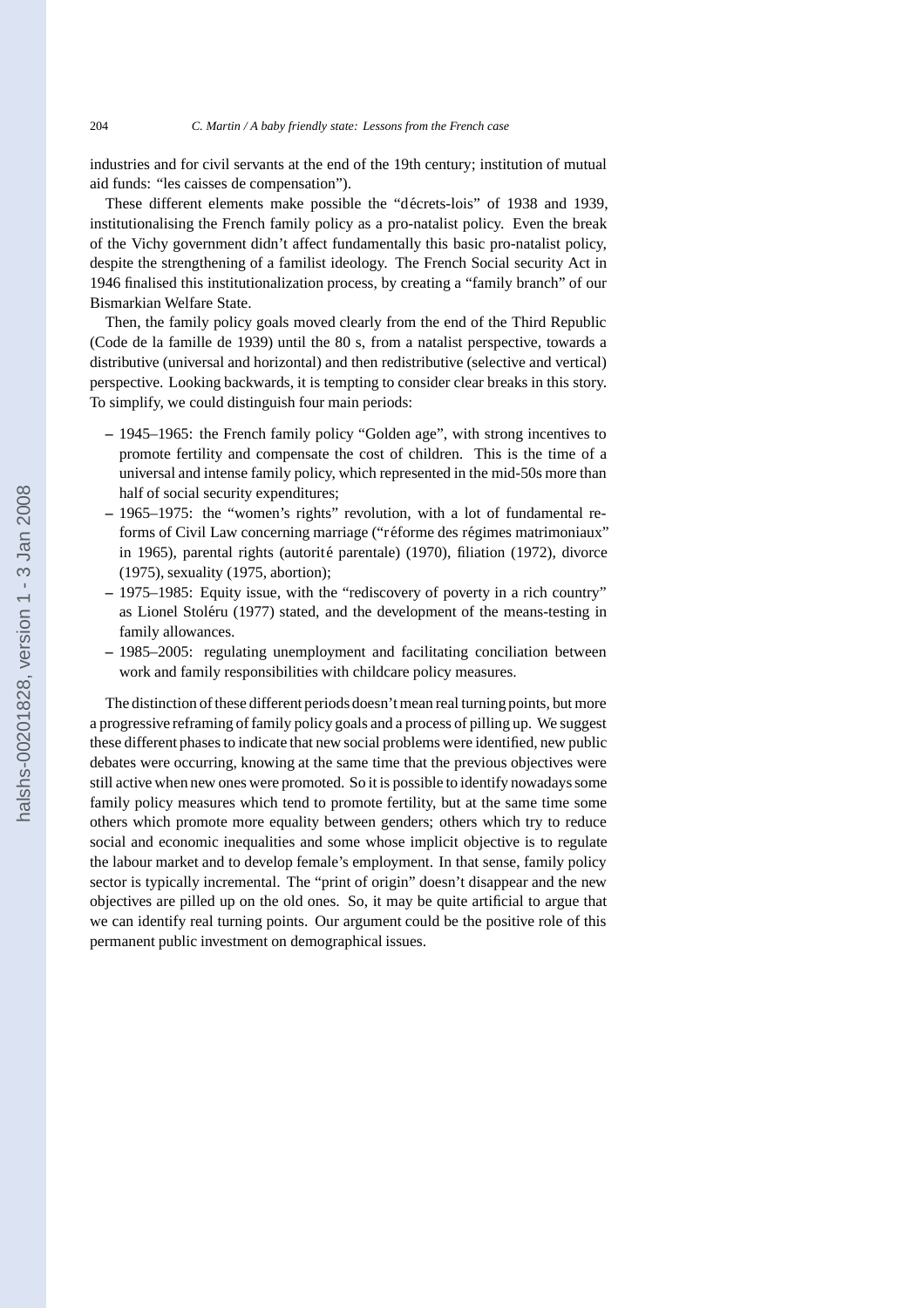industries and for civil servants at the end of the 19th century; institution of mutual aid funds: "les caisses de compensation").

These different elements make possible the "décrets-lois" of 1938 and 1939, institutionalising the French family policy as a pro-natalist policy. Even the break of the Vichy government didn't affect fundamentally this basic pro-natalist policy, despite the strengthening of a familist ideology. The French Social security Act in 1946 finalised this institutionalization process, by creating a "family branch" of our Bismarkian Welfare State.

Then, the family policy goals moved clearly from the end of the Third Republic (Code de la famille de 1939) until the 80 s, from a natalist perspective, towards a distributive (universal and horizontal) and then redistributive (selective and vertical) perspective. Looking backwards, it is tempting to consider clear breaks in this story. To simplify, we could distinguish four main periods:

- 1945–1965: the French family policy "Golden age", with strong incentives to promote fertility and compensate the cost of children. This is the time of a universal and intense family policy, which represented in the mid-50s more than half of social security expenditures;
- 1965–1975: the "women's rights" revolution, with a lot of fundamental reforms of Civil Law concerning marriage ("réforme des régimes matrimoniaux" in 1965), parental rights (autorité parentale) (1970), filiation (1972), divorce (1975), sexuality (1975, abortion);
- 1975–1985: Equity issue, with the "rediscovery of poverty in a rich country" as Lionel Stoléru (1977) stated, and the development of the means-testing in family allowances.
- 1985–2005: regulating unemployment and facilitating conciliation between work and family responsibilities with childcare policy measures.

The distinction of these different periods doesn't mean real turning points, but more a progressive reframing of family policy goals and a process of pilling up. We suggest these different phases to indicate that new social problems were identified, new public debates were occurring, knowing at the same time that the previous objectives were still active when new ones were promoted. So it is possible to identify nowadays some family policy measures which tend to promote fertility, but at the same time some others which promote more equality between genders; others which try to reduce social and economic inequalities and some whose implicit objective is to regulate the labour market and to develop female's employment. In that sense, family policy sector is typically incremental. The "print of origin" doesn't disappear and the new objectives are pilled up on the old ones. So, it may be quite artificial to argue that we can identify real turning points. Our argument could be the positive role of this permanent public investment on demographical issues.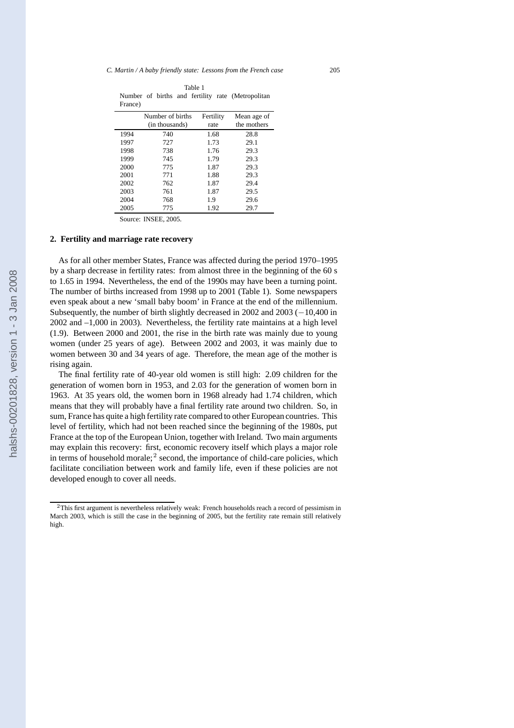Table 1
Number of births and fertility rate (Metropolitan France)

| | Number of births (in thousands) | Fertility rate | Mean age of the mothers |
|---|---|---|---|
| 1994 | 740 | 1.68 | 28.8 |
| 1997 | 727 | 1.73 | 29.1 |
| 1998 | 738 | 1.76 | 29.3 |
| 1999 | 745 | 1.79 | 29.3 |
| 2000 | 775 | 1.87 | 29.3 |
| 2001 | 771 | 1.88 | 29.3 |
| 2002 | 762 | 1.87 | 29.4 |
| 2003 | 761 | 1.87 | 29.5 |
| 2004 | 768 | 1.9 | 29.6 |
| 2005 | 775 | 1.92 | 29.7 |

Source: INSEE, 2005.

## 2. Fertility and marriage rate recovery

As for all other member States, France was affected during the period 1970–1995 by a sharp decrease in fertility rates: from almost three in the beginning of the 60 s to 1.65 in 1994. Nevertheless, the end of the 1990s may have been a turning point. The number of births increased from 1998 up to 2001 (Table 1). Some newspapers even speak about a new 'small baby boom' in France at the end of the millennium. Subsequently, the number of birth slightly decreased in 2002 and 2003 (−10,400 in 2002 and –1,000 in 2003). Nevertheless, the fertility rate maintains at a high level (1.9). Between 2000 and 2001, the rise in the birth rate was mainly due to young women (under 25 years of age). Between 2002 and 2003, it was mainly due to women between 30 and 34 years of age. Therefore, the mean age of the mother is rising again.

The final fertility rate of 40-year old women is still high: 2.09 children for the generation of women born in 1953, and 2.03 for the generation of women born in 1963. At 35 years old, the women born in 1968 already had 1.74 children, which means that they will probably have a final fertility rate around two children. So, in sum, France has quite a high fertility rate compared to other European countries. This level of fertility, which had not been reached since the beginning of the 1980s, put France at the top of the European Union, together with Ireland. Two main arguments may explain this recovery: first, economic recovery itself which plays a major role in terms of household morale;[2] second, the importance of child-care policies, which facilitate conciliation between work and family life, even if these policies are not developed enough to cover all needs.

[2] This first argument is nevertheless relatively weak: French households reach a record of pessimism in March 2003, which is still the case in the beginning of 2005, but the fertility rate remain still relatively high.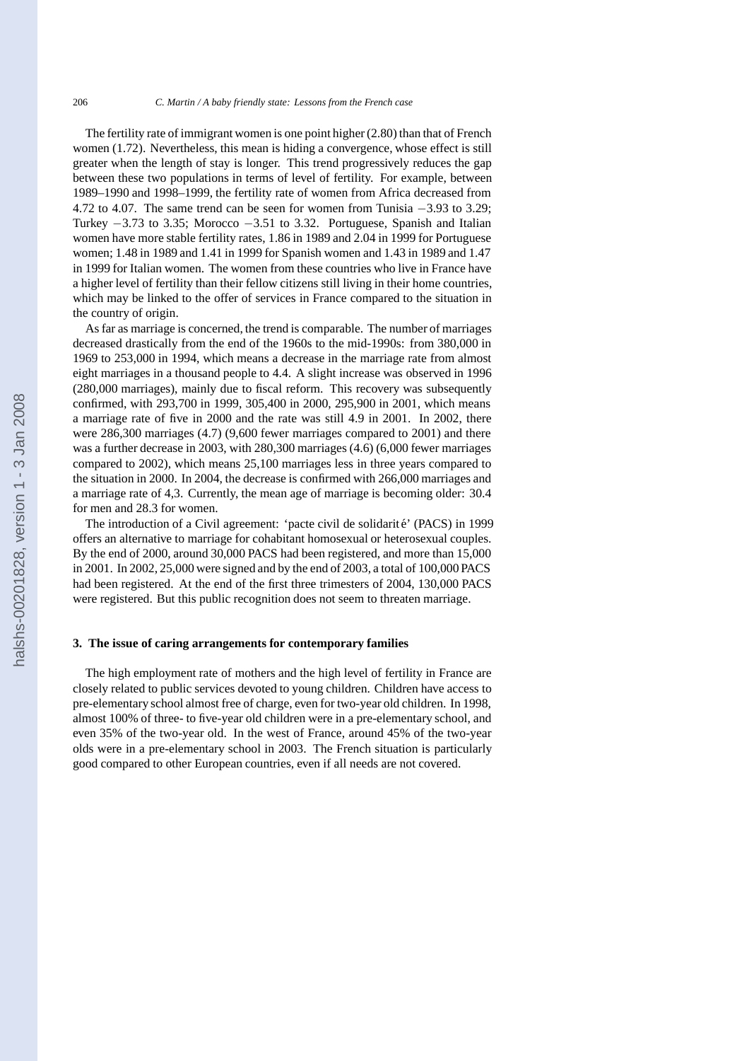The fertility rate of immigrant women is one point higher (2.80) than that of French women (1.72). Nevertheless, this mean is hiding a convergence, whose effect is still greater when the length of stay is longer. This trend progressively reduces the gap between these two populations in terms of level of fertility. For example, between 1989–1990 and 1998–1999, the fertility rate of women from Africa decreased from 4.72 to 4.07. The same trend can be seen for women from Tunisia −3.93 to 3.29; Turkey −3.73 to 3.35; Morocco −3.51 to 3.32. Portuguese, Spanish and Italian women have more stable fertility rates, 1.86 in 1989 and 2.04 in 1999 for Portuguese women; 1.48 in 1989 and 1.41 in 1999 for Spanish women and 1.43 in 1989 and 1.47 in 1999 for Italian women. The women from these countries who live in France have a higher level of fertility than their fellow citizens still living in their home countries, which may be linked to the offer of services in France compared to the situation in the country of origin.

As far as marriage is concerned, the trend is comparable. The number of marriages decreased drastically from the end of the 1960s to the mid-1990s: from 380,000 in 1969 to 253,000 in 1994, which means a decrease in the marriage rate from almost eight marriages in a thousand people to 4.4. A slight increase was observed in 1996 (280,000 marriages), mainly due to fiscal reform. This recovery was subsequently confirmed, with 293,700 in 1999, 305,400 in 2000, 295,900 in 2001, which means a marriage rate of five in 2000 and the rate was still 4.9 in 2001. In 2002, there were 286,300 marriages (4.7) (9,600 fewer marriages compared to 2001) and there was a further decrease in 2003, with 280,300 marriages (4.6) (6,000 fewer marriages compared to 2002), which means 25,100 marriages less in three years compared to the situation in 2000. In 2004, the decrease is confirmed with 266,000 marriages and a marriage rate of 4,3. Currently, the mean age of marriage is becoming older: 30.4 for men and 28.3 for women.

The introduction of a Civil agreement: 'pacte civil de solidarité' (PACS) in 1999 offers an alternative to marriage for cohabitant homosexual or heterosexual couples. By the end of 2000, around 30,000 PACS had been registered, and more than 15,000 in 2001. In 2002, 25,000 were signed and by the end of 2003, a total of 100,000 PACS had been registered. At the end of the first three trimesters of 2004, 130,000 PACS were registered. But this public recognition does not seem to threaten marriage.

## 3. The issue of caring arrangements for contemporary families

The high employment rate of mothers and the high level of fertility in France are closely related to public services devoted to young children. Children have access to pre-elementary school almost free of charge, even for two-year old children. In 1998, almost 100% of three- to five-year old children were in a pre-elementary school, and even 35% of the two-year old. In the west of France, around 45% of the two-year olds were in a pre-elementary school in 2003. The French situation is particularly good compared to other European countries, even if all needs are not covered.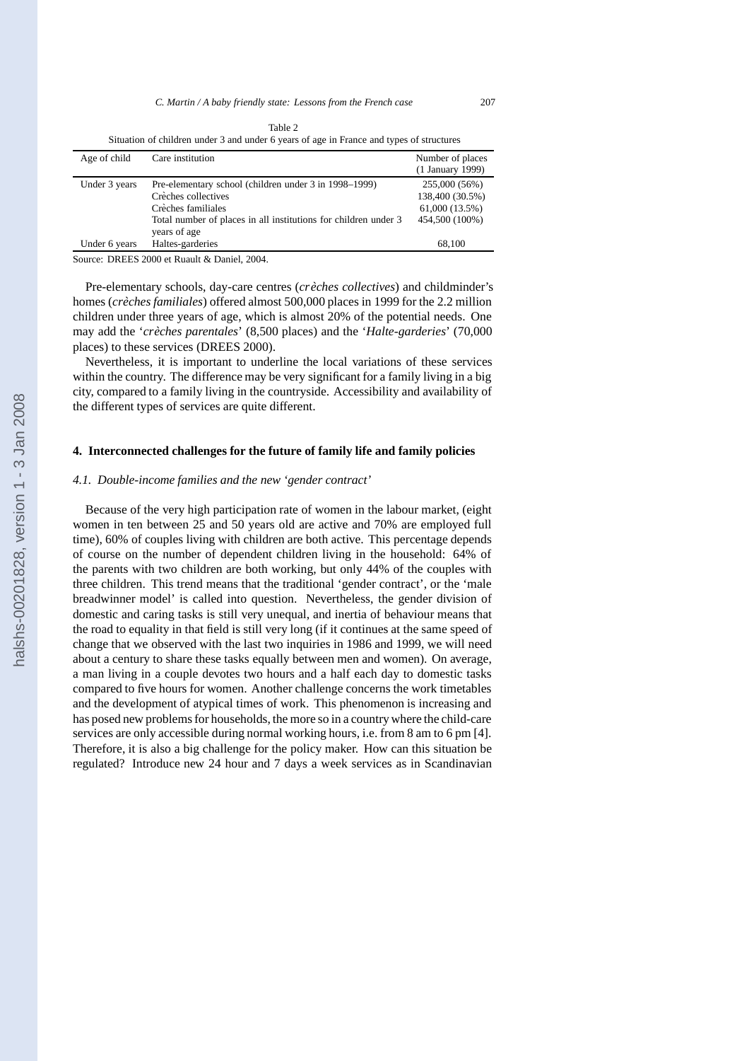Table 2
Situation of children under 3 and under 6 years of age in France and types of structures

| Age of child | Care institution | Number of places (1 January 1999) |
|---|---|---|
| Under 3 years | Pre-elementary school (children under 3 in 1998–1999) | 255,000 (56%) |
| | Crèches collectives | 138,400 (30.5%) |
| | Crèches familiales | 61,000 (13.5%) |
| | Total number of places in all institutions for children under 3 years of age | 454,500 (100%) |
| Under 6 years | Haltes-garderies | 68,100 |

Source: DREES 2000 et Ruault & Daniel, 2004.

Pre-elementary schools, day-care centres (*crèches collectives*) and childminder's homes (*crèches familiales*) offered almost 500,000 places in 1999 for the 2.2 million children under three years of age, which is almost 20% of the potential needs. One may add the '*crèches parentales*' (8,500 places) and the '*Halte-garderies*' (70,000 places) to these services (DREES 2000).

Nevertheless, it is important to underline the local variations of these services within the country. The difference may be very significant for a family living in a big city, compared to a family living in the countryside. Accessibility and availability of the different types of services are quite different.

## 4. Interconnected challenges for the future of family life and family policies

### *4.1. Double-income families and the new 'gender contract'*

Because of the very high participation rate of women in the labour market, (eight women in ten between 25 and 50 years old are active and 70% are employed full time), 60% of couples living with children are both active. This percentage depends of course on the number of dependent children living in the household: 64% of the parents with two children are both working, but only 44% of the couples with three children. This trend means that the traditional 'gender contract', or the 'male breadwinner model' is called into question. Nevertheless, the gender division of domestic and caring tasks is still very unequal, and inertia of behaviour means that the road to equality in that field is still very long (if it continues at the same speed of change that we observed with the last two inquiries in 1986 and 1999, we will need about a century to share these tasks equally between men and women). On average, a man living in a couple devotes two hours and a half each day to domestic tasks compared to five hours for women. Another challenge concerns the work timetables and the development of atypical times of work. This phenomenon is increasing and has posed new problems for households, the more so in a country where the child-care services are only accessible during normal working hours, i.e. from 8 am to 6 pm [4]. Therefore, it is also a big challenge for the policy maker. How can this situation be regulated? Introduce new 24 hour and 7 days a week services as in Scandinavian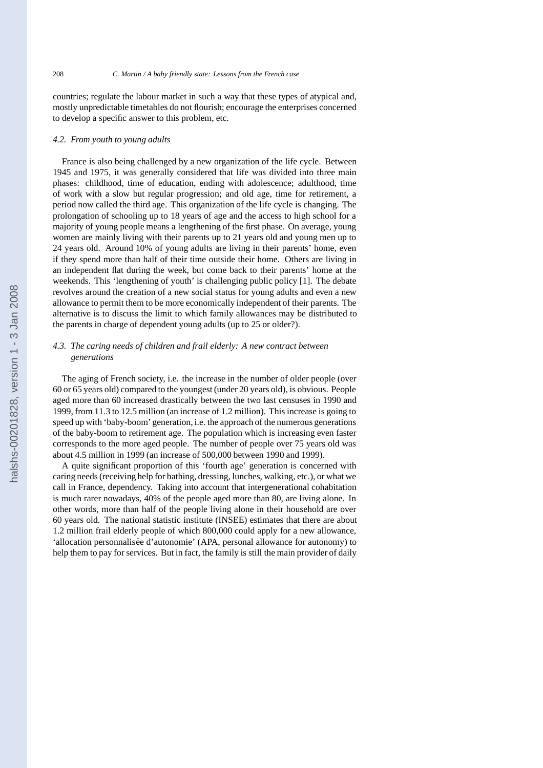countries; regulate the labour market in such a way that these types of atypical and, mostly unpredictable timetables do not flourish; encourage the enterprises concerned to develop a specific answer to this problem, etc.

### *4.2. From youth to young adults*

France is also being challenged by a new organization of the life cycle. Between 1945 and 1975, it was generally considered that life was divided into three main phases: childhood, time of education, ending with adolescence; adulthood, time of work with a slow but regular progression; and old age, time for retirement, a period now called the third age. This organization of the life cycle is changing. The prolongation of schooling up to 18 years of age and the access to high school for a majority of young people means a lengthening of the first phase. On average, young women are mainly living with their parents up to 21 years old and young men up to 24 years old. Around 10% of young adults are living in their parents' home, even if they spend more than half of their time outside their home. Others are living in an independent flat during the week, but come back to their parents' home at the weekends. This 'lengthening of youth' is challenging public policy [1]. The debate revolves around the creation of a new social status for young adults and even a new allowance to permit them to be more economically independent of their parents. The alternative is to discuss the limit to which family allowances may be distributed to the parents in charge of dependent young adults (up to 25 or older?).

### *4.3. The caring needs of children and frail elderly: A new contract between generations*

The aging of French society, i.e. the increase in the number of older people (over 60 or 65 years old) compared to the youngest (under 20 years old), is obvious. People aged more than 60 increased drastically between the two last censuses in 1990 and 1999, from 11.3 to 12.5 million (an increase of 1.2 million). This increase is going to speed up with 'baby-boom' generation, i.e. the approach of the numerous generations of the baby-boom to retirement age. The population which is increasing even faster corresponds to the more aged people. The number of people over 75 years old was about 4.5 million in 1999 (an increase of 500,000 between 1990 and 1999).

A quite significant proportion of this 'fourth age' generation is concerned with caring needs (receiving help for bathing, dressing, lunches, walking, etc.), or what we call in France, dependency. Taking into account that intergenerational cohabitation is much rarer nowadays, 40% of the people aged more than 80, are living alone. In other words, more than half of the people living alone in their household are over 60 years old. The national statistic institute (INSEE) estimates that there are about 1.2 million frail elderly people of which 800,000 could apply for a new allowance, 'allocation personnalisée d'autonomie' (APA, personal allowance for autonomy) to help them to pay for services. But in fact, the family is still the main provider of daily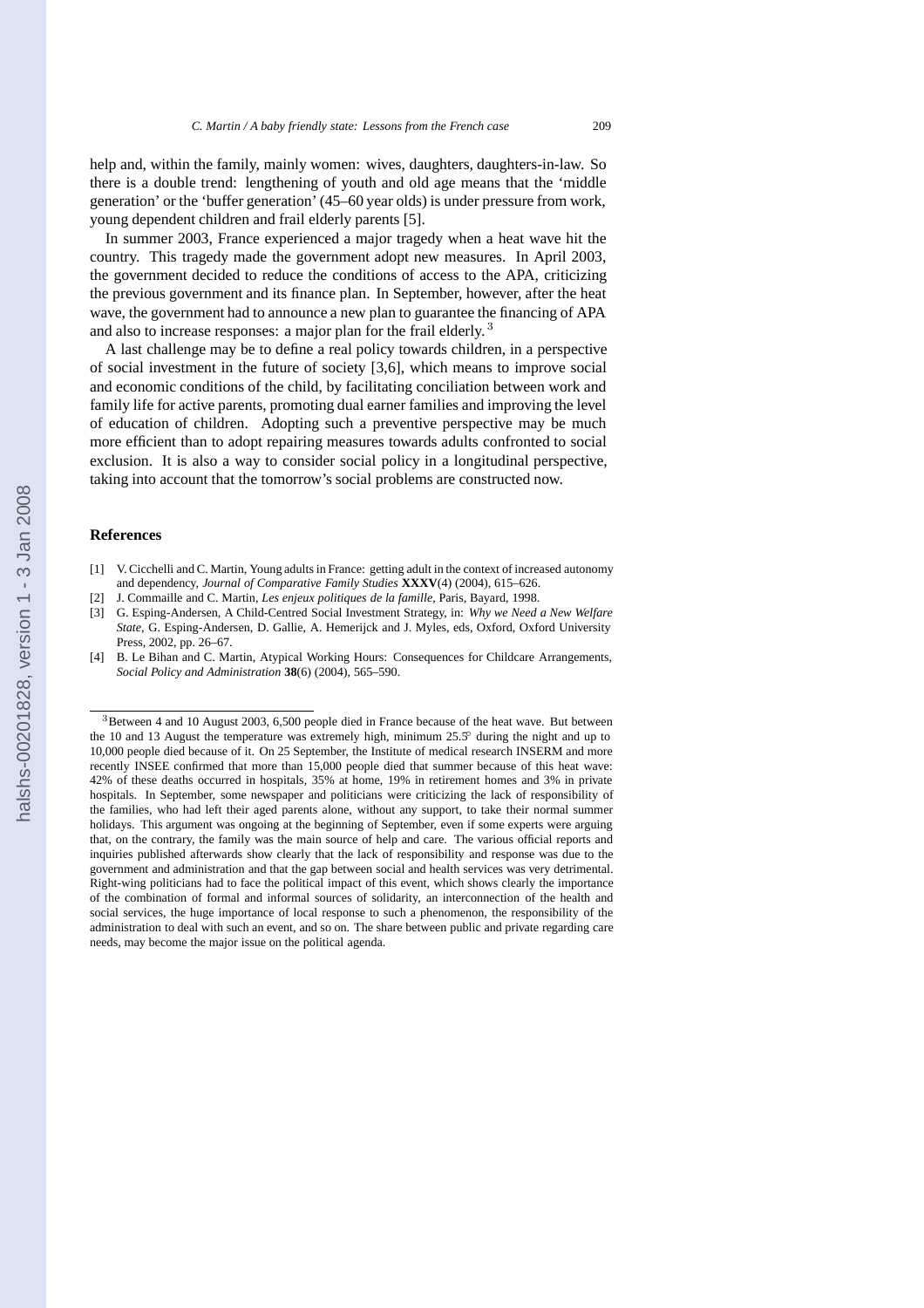help and, within the family, mainly women: wives, daughters, daughters-in-law. So there is a double trend: lengthening of youth and old age means that the 'middle generation' or the 'buffer generation' (45–60 year olds) is under pressure from work, young dependent children and frail elderly parents [5].

In summer 2003, France experienced a major tragedy when a heat wave hit the country. This tragedy made the government adopt new measures. In April 2003, the government decided to reduce the conditions of access to the APA, criticizing the previous government and its finance plan. In September, however, after the heat wave, the government had to announce a new plan to guarantee the financing of APA and also to increase responses: a major plan for the frail elderly.[3]

A last challenge may be to define a real policy towards children, in a perspective of social investment in the future of society [3,6], which means to improve social and economic conditions of the child, by facilitating conciliation between work and family life for active parents, promoting dual earner families and improving the level of education of children. Adopting such a preventive perspective may be much more efficient than to adopt repairing measures towards adults confronted to social exclusion. It is also a way to consider social policy in a longitudinal perspective, taking into account that the tomorrow's social problems are constructed now.

## References

[1] V. Cicchelli and C. Martin, Young adults in France: getting adult in the context of increased autonomy and dependency, *Journal of Comparative Family Studies* **XXXV**(4) (2004), 615–626.

[2] J. Commaille and C. Martin, *Les enjeux politiques de la famille*, Paris, Bayard, 1998.

[3] G. Esping-Andersen, A Child-Centred Social Investment Strategy, in: *Why we Need a New Welfare State*, G. Esping-Andersen, D. Gallie, A. Hemerijck and J. Myles, eds, Oxford, Oxford University Press, 2002, pp. 26–67.

[4] B. Le Bihan and C. Martin, Atypical Working Hours: Consequences for Childcare Arrangements, *Social Policy and Administration* **38**(6) (2004), 565–590.

---

[3] Between 4 and 10 August 2003, 6,500 people died in France because of the heat wave. But between the 10 and 13 August the temperature was extremely high, minimum 25.5° during the night and up to 10,000 people died because of it. On 25 September, the Institute of medical research INSERM and more recently INSEE confirmed that more than 15,000 people died that summer because of this heat wave: 42% of these deaths occurred in hospitals, 35% at home, 19% in retirement homes and 3% in private hospitals. In September, some newspaper and politicians were criticizing the lack of responsibility of the families, who had left their aged parents alone, without any support, to take their normal summer holidays. This argument was ongoing at the beginning of September, even if some experts were arguing that, on the contrary, the family was the main source of help and care. The various official reports and inquiries published afterwards show clearly that the lack of responsibility and response was due to the government and administration and that the gap between social and health services was very detrimental. Right-wing politicians had to face the political impact of this event, which shows clearly the importance of the combination of formal and informal sources of solidarity, an interconnection of the health and social services, the huge importance of local response to such a phenomenon, the responsibility of the administration to deal with such an event, and so on. The share between public and private regarding care needs, may become the major issue on the political agenda.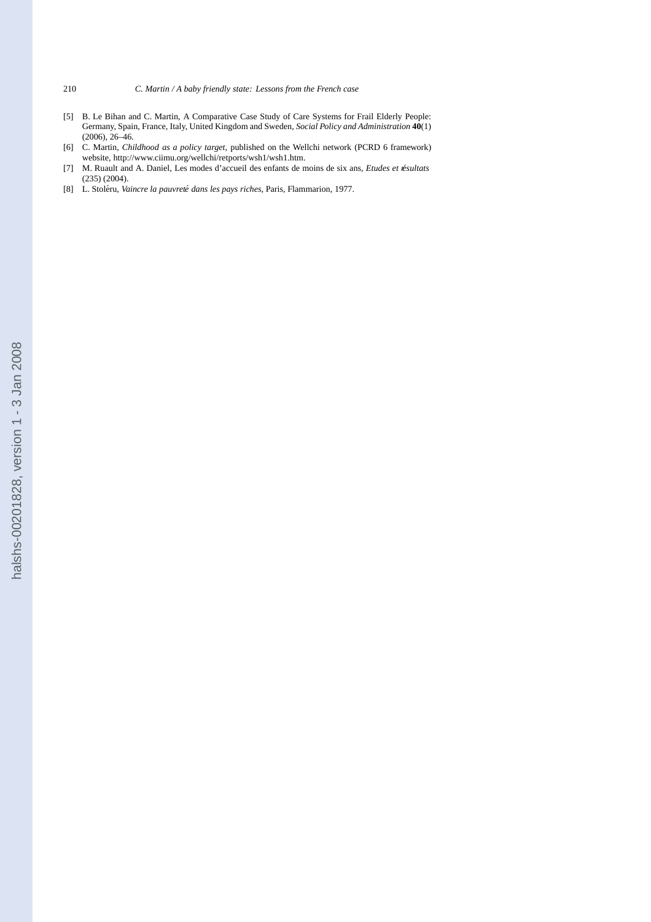[5] B. Le Bihan and C. Martin, A Comparative Case Study of Care Systems for Frail Elderly People: Germany, Spain, France, Italy, United Kingdom and Sweden, *Social Policy and Administration* **40**(1) (2006), 26–46.

[6] C. Martin, *Childhood as a policy target*, published on the Wellchi network (PCRD 6 framework) website, http://www.ciimu.org/wellchi/retports/wsh1/wsh1.htm.

[7] M. Ruault and A. Daniel, Les modes d'accueil des enfants de moins de six ans, *Etudes et résultats* (235) (2004).

[8] L. Stoléru, *Vaincre la pauvreté dans les pays riches*, Paris, Flammarion, 1977.